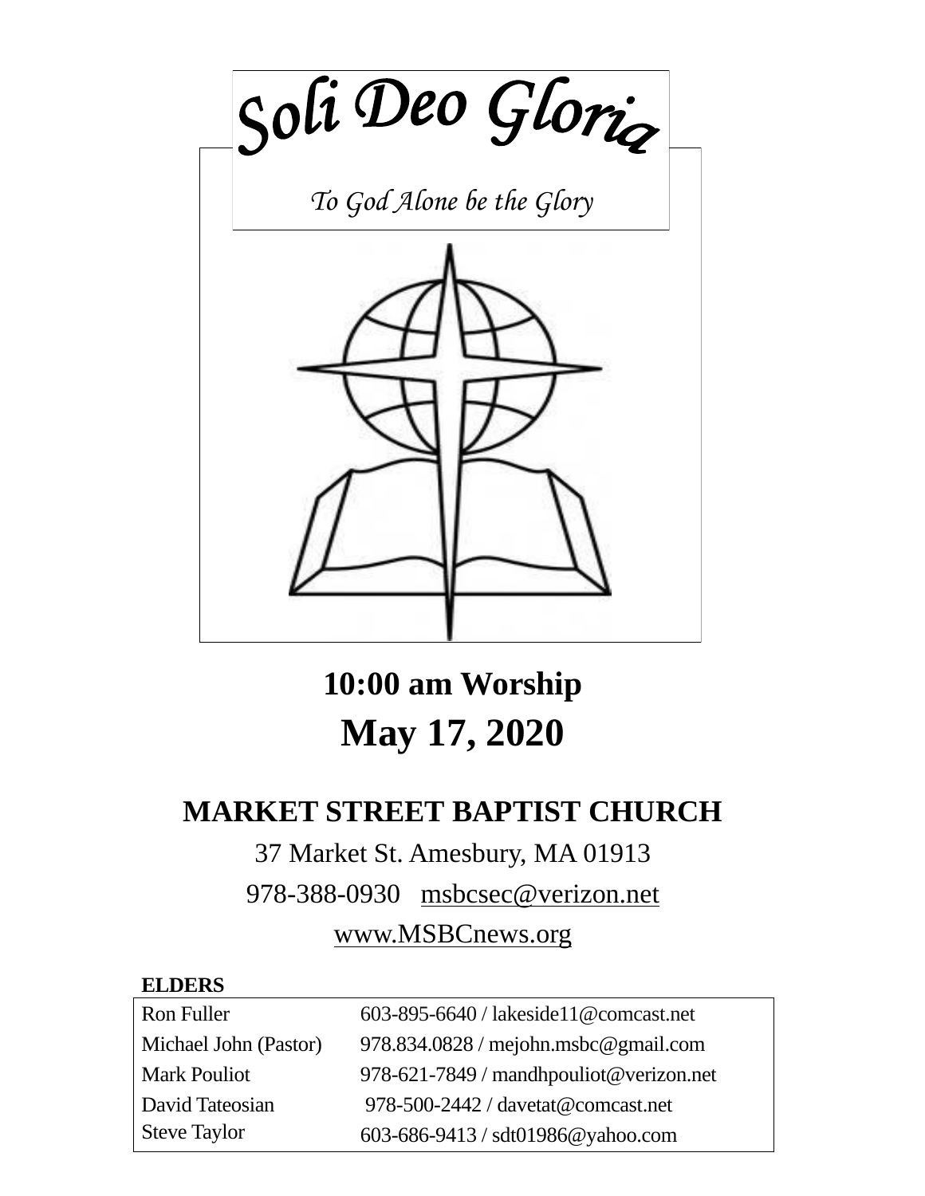# *Soli Deo Gloria*

*To God Alone be the Glory*

## 10:00 am Worship

# May 17, 2020

## MARKET STREET BAPTIST CHURCH

37 Market St. Amesbury, MA 01913

978-388-0930 msbcsec@verizon.net

www.MSBCnews.org

**ELDERS**

| | |
|---|---|
| Ron Fuller | 603-895-6640 / lakeside11@comcast.net |
| Michael John (Pastor) | 978.834.0828 / mejohn.msbc@gmail.com |
| Mark Pouliot | 978-621-7849 / mandhpouliot@verizon.net |
| David Tateosian | 978-500-2442 / davetat@comcast.net |
| Steve Taylor | 603-686-9413 / sdt01986@yahoo.com |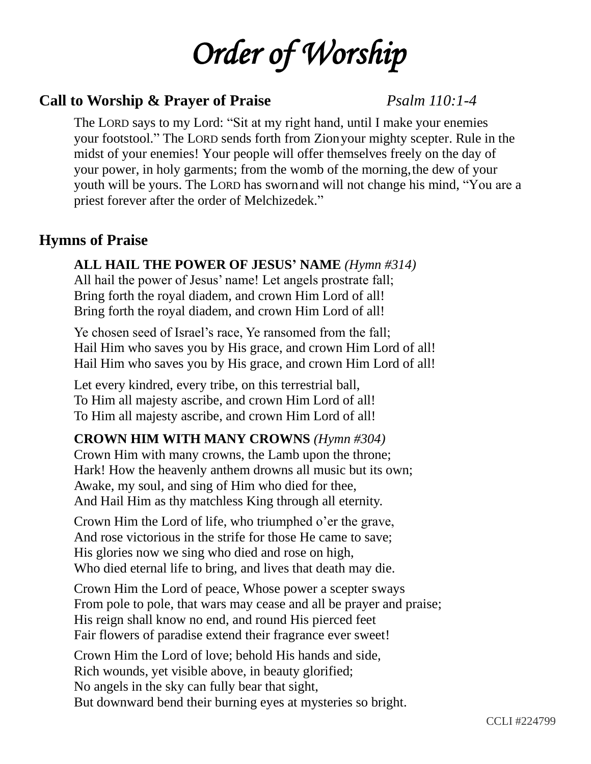# *Order of Worship*

## Call to Worship & Prayer of Praise *Psalm 110:1-4*

The LORD says to my Lord: "Sit at my right hand, until I make your enemies your footstool." The LORD sends forth from Zion your mighty scepter. Rule in the midst of your enemies! Your people will offer themselves freely on the day of your power, in holy garments; from the womb of the morning, the dew of your youth will be yours. The LORD has sworn and will not change his mind, "You are a priest forever after the order of Melchizedek."

## Hymns of Praise

**ALL HAIL THE POWER OF JESUS' NAME** *(Hymn #314)*
All hail the power of Jesus' name! Let angels prostrate fall;
Bring forth the royal diadem, and crown Him Lord of all!
Bring forth the royal diadem, and crown Him Lord of all!

Ye chosen seed of Israel's race, Ye ransomed from the fall;
Hail Him who saves you by His grace, and crown Him Lord of all!
Hail Him who saves you by His grace, and crown Him Lord of all!

Let every kindred, every tribe, on this terrestrial ball,
To Him all majesty ascribe, and crown Him Lord of all!
To Him all majesty ascribe, and crown Him Lord of all!

**CROWN HIM WITH MANY CROWNS** *(Hymn #304)*
Crown Him with many crowns, the Lamb upon the throne;
Hark! How the heavenly anthem drowns all music but its own;
Awake, my soul, and sing of Him who died for thee,
And Hail Him as thy matchless King through all eternity.

Crown Him the Lord of life, who triumphed o'er the grave,
And rose victorious in the strife for those He came to save;
His glories now we sing who died and rose on high,
Who died eternal life to bring, and lives that death may die.

Crown Him the Lord of peace, Whose power a scepter sways
From pole to pole, that wars may cease and all be prayer and praise;
His reign shall know no end, and round His pierced feet
Fair flowers of paradise extend their fragrance ever sweet!

Crown Him the Lord of love; behold His hands and side,
Rich wounds, yet visible above, in beauty glorified;
No angels in the sky can fully bear that sight,
But downward bend their burning eyes at mysteries so bright.

CCLI #224799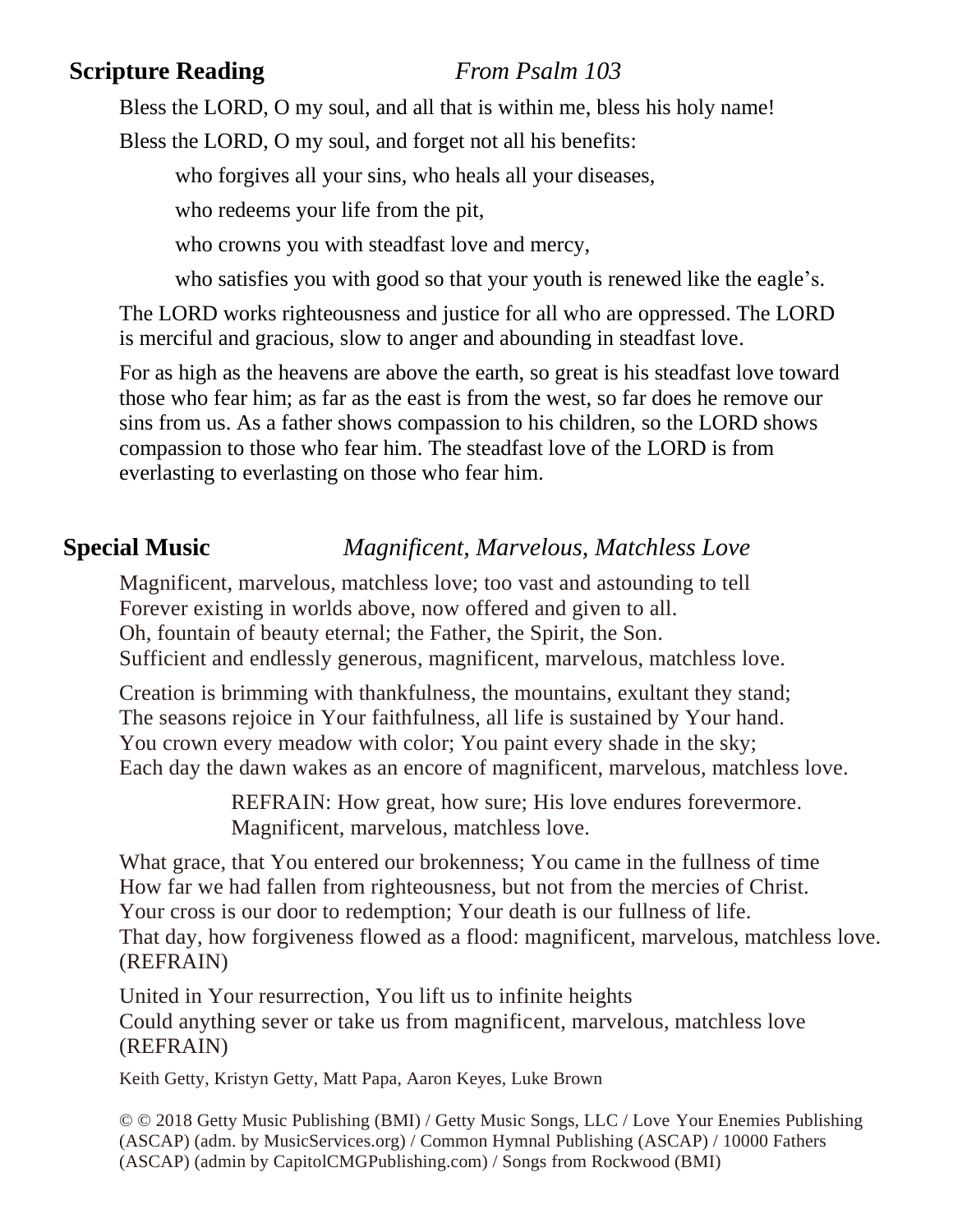**Scripture Reading** *From Psalm 103*

Bless the LORD, O my soul, and all that is within me, bless his holy name!

Bless the LORD, O my soul, and forget not all his benefits:

> who forgives all your sins, who heals all your diseases,
>
> who redeems your life from the pit,
>
> who crowns you with steadfast love and mercy,
>
> who satisfies you with good so that your youth is renewed like the eagle's.

The LORD works righteousness and justice for all who are oppressed. The LORD is merciful and gracious, slow to anger and abounding in steadfast love.

For as high as the heavens are above the earth, so great is his steadfast love toward those who fear him; as far as the east is from the west, so far does he remove our sins from us. As a father shows compassion to his children, so the LORD shows compassion to those who fear him. The steadfast love of the LORD is from everlasting to everlasting on those who fear him.

**Special Music** *Magnificent, Marvelous, Matchless Love*

Magnificent, marvelous, matchless love; too vast and astounding to tell
Forever existing in worlds above, now offered and given to all.
Oh, fountain of beauty eternal; the Father, the Spirit, the Son.
Sufficient and endlessly generous, magnificent, marvelous, matchless love.

Creation is brimming with thankfulness, the mountains, exultant they stand;
The seasons rejoice in Your faithfulness, all life is sustained by Your hand.
You crown every meadow with color; You paint every shade in the sky;
Each day the dawn wakes as an encore of magnificent, marvelous, matchless love.

> REFRAIN: How great, how sure; His love endures forevermore.
> Magnificent, marvelous, matchless love.

What grace, that You entered our brokenness; You came in the fullness of time
How far we had fallen from righteousness, but not from the mercies of Christ.
Your cross is our door to redemption; Your death is our fullness of life.
That day, how forgiveness flowed as a flood: magnificent, marvelous, matchless love.
(REFRAIN)

United in Your resurrection, You lift us to infinite heights
Could anything sever or take us from magnificent, marvelous, matchless love
(REFRAIN)

Keith Getty, Kristyn Getty, Matt Papa, Aaron Keyes, Luke Brown

© © 2018 Getty Music Publishing (BMI) / Getty Music Songs, LLC / Love Your Enemies Publishing (ASCAP) (adm. by MusicServices.org) / Common Hymnal Publishing (ASCAP) / 10000 Fathers (ASCAP) (admin by CapitolCMGPublishing.com) / Songs from Rockwood (BMI)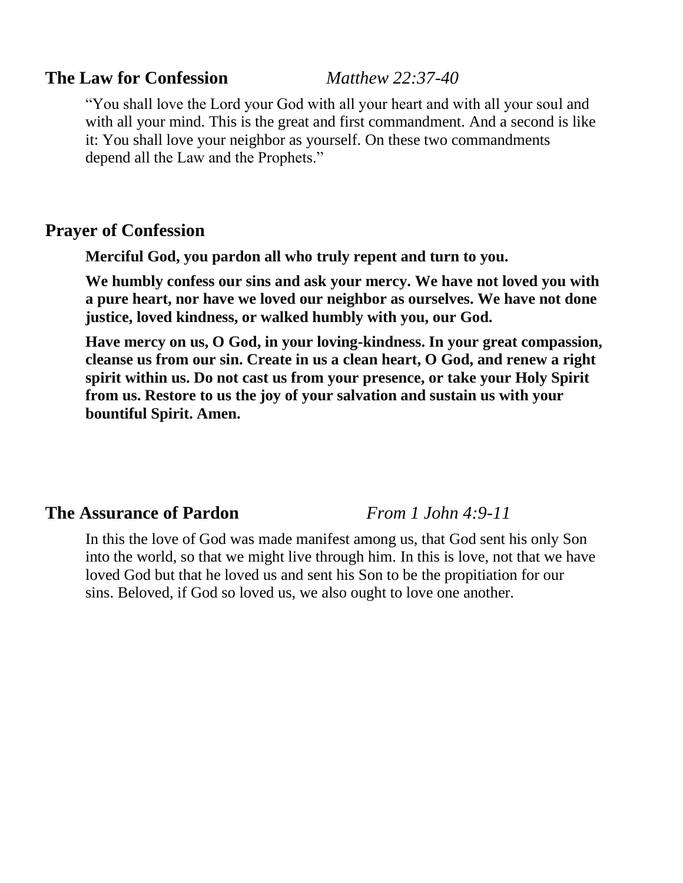## The Law for Confession *Matthew 22:37-40*

"You shall love the Lord your God with all your heart and with all your soul and with all your mind. This is the great and first commandment. And a second is like it: You shall love your neighbor as yourself. On these two commandments depend all the Law and the Prophets."

## Prayer of Confession

**Merciful God, you pardon all who truly repent and turn to you.**

**We humbly confess our sins and ask your mercy. We have not loved you with a pure heart, nor have we loved our neighbor as ourselves. We have not done justice, loved kindness, or walked humbly with you, our God.**

**Have mercy on us, O God, in your loving-kindness. In your great compassion, cleanse us from our sin. Create in us a clean heart, O God, and renew a right spirit within us. Do not cast us from your presence, or take your Holy Spirit from us. Restore to us the joy of your salvation and sustain us with your bountiful Spirit. Amen.**

## The Assurance of Pardon *From 1 John 4:9-11*

In this the love of God was made manifest among us, that God sent his only Son into the world, so that we might live through him. In this is love, not that we have loved God but that he loved us and sent his Son to be the propitiation for our sins. Beloved, if God so loved us, we also ought to love one another.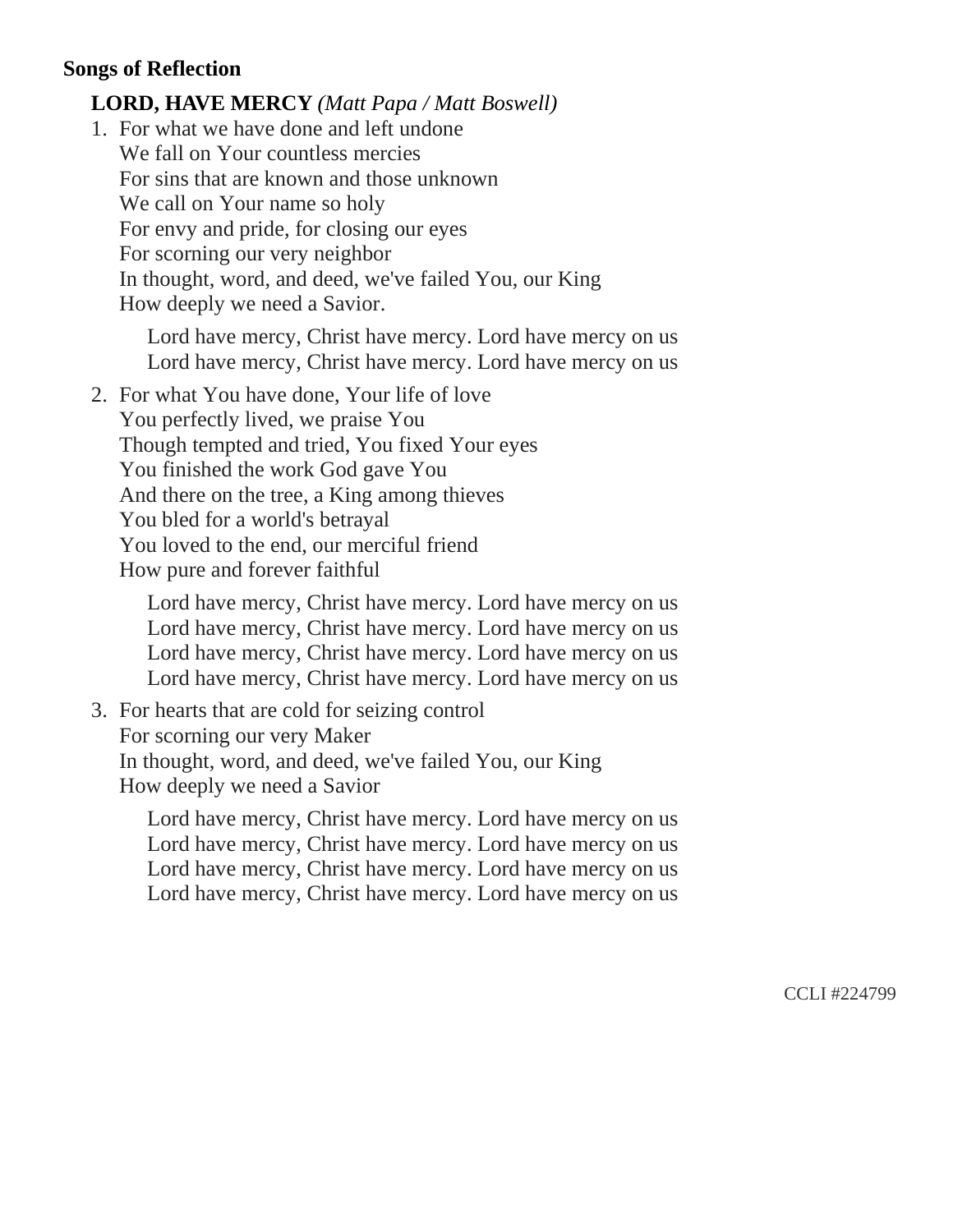**Songs of Reflection**

**LORD, HAVE MERCY** *(Matt Papa / Matt Boswell)*

1. For what we have done and left undone
   We fall on Your countless mercies
   For sins that are known and those unknown
   We call on Your name so holy
   For envy and pride, for closing our eyes
   For scorning our very neighbor
   In thought, word, and deed, we've failed You, our King
   How deeply we need a Savior.

    Lord have mercy, Christ have mercy. Lord have mercy on us
    Lord have mercy, Christ have mercy. Lord have mercy on us

2. For what You have done, Your life of love
   You perfectly lived, we praise You
   Though tempted and tried, You fixed Your eyes
   You finished the work God gave You
   And there on the tree, a King among thieves
   You bled for a world's betrayal
   You loved to the end, our merciful friend
   How pure and forever faithful

    Lord have mercy, Christ have mercy. Lord have mercy on us
    Lord have mercy, Christ have mercy. Lord have mercy on us
    Lord have mercy, Christ have mercy. Lord have mercy on us
    Lord have mercy, Christ have mercy. Lord have mercy on us

3. For hearts that are cold for seizing control
   For scorning our very Maker
   In thought, word, and deed, we've failed You, our King
   How deeply we need a Savior

    Lord have mercy, Christ have mercy. Lord have mercy on us
    Lord have mercy, Christ have mercy. Lord have mercy on us
    Lord have mercy, Christ have mercy. Lord have mercy on us
    Lord have mercy, Christ have mercy. Lord have mercy on us

CCLI #224799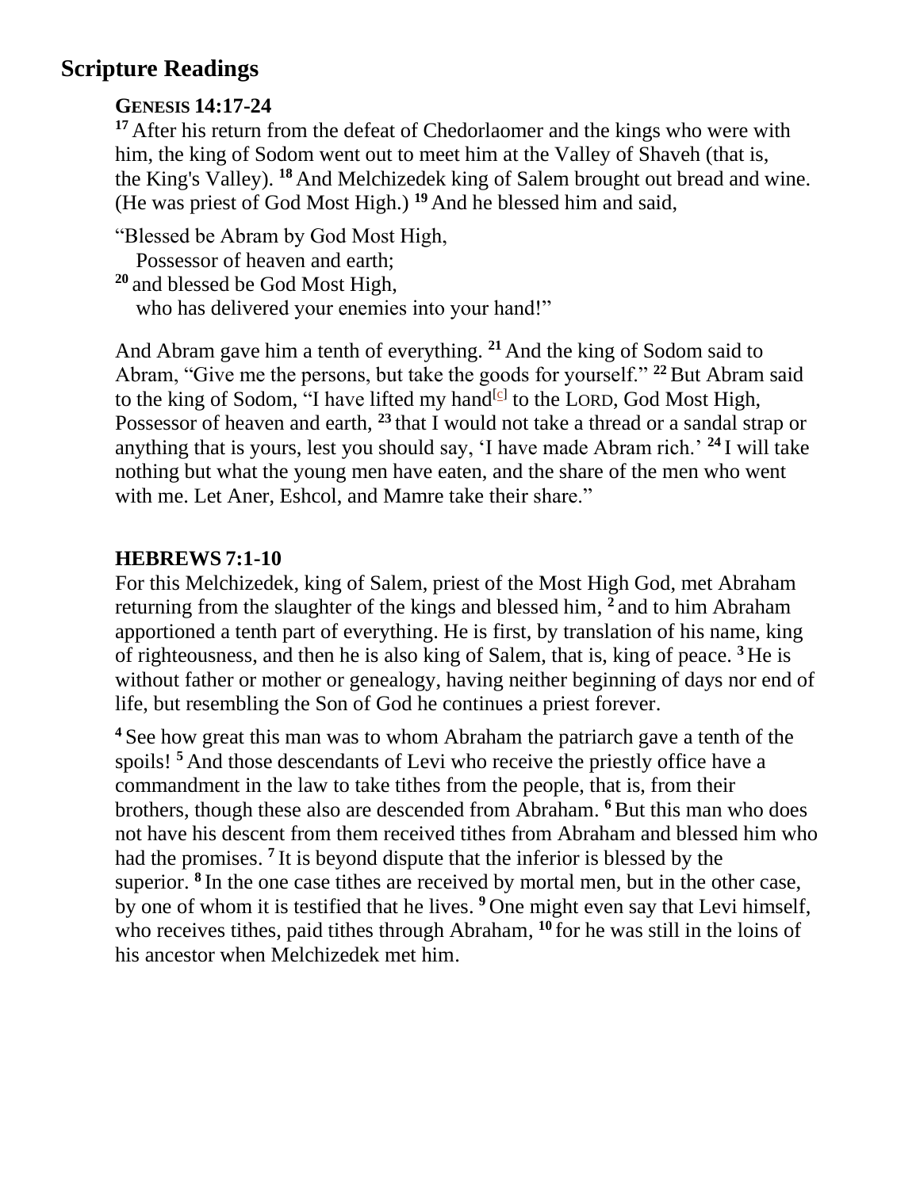## Scripture Readings

### GENESIS 14:17-24

[17] After his return from the defeat of Chedorlaomer and the kings who were with him, the king of Sodom went out to meet him at the Valley of Shaveh (that is, the King's Valley). [18] And Melchizedek king of Salem brought out bread and wine. (He was priest of God Most High.) [19] And he blessed him and said,

"Blessed be Abram by God Most High,
  Possessor of heaven and earth;
[20] and blessed be God Most High,
  who has delivered your enemies into your hand!"

And Abram gave him a tenth of everything. [21] And the king of Sodom said to Abram, "Give me the persons, but take the goods for yourself." [22] But Abram said to the king of Sodom, "I have lifted my hand[c] to the LORD, God Most High, Possessor of heaven and earth, [23] that I would not take a thread or a sandal strap or anything that is yours, lest you should say, 'I have made Abram rich.' [24] I will take nothing but what the young men have eaten, and the share of the men who went with me. Let Aner, Eshcol, and Mamre take their share."

### HEBREWS 7:1-10

For this Melchizedek, king of Salem, priest of the Most High God, met Abraham returning from the slaughter of the kings and blessed him, [2] and to him Abraham apportioned a tenth part of everything. He is first, by translation of his name, king of righteousness, and then he is also king of Salem, that is, king of peace. [3] He is without father or mother or genealogy, having neither beginning of days nor end of life, but resembling the Son of God he continues a priest forever.

[4] See how great this man was to whom Abraham the patriarch gave a tenth of the spoils! [5] And those descendants of Levi who receive the priestly office have a commandment in the law to take tithes from the people, that is, from their brothers, though these also are descended from Abraham. [6] But this man who does not have his descent from them received tithes from Abraham and blessed him who had the promises. [7] It is beyond dispute that the inferior is blessed by the superior. [8] In the one case tithes are received by mortal men, but in the other case, by one of whom it is testified that he lives. [9] One might even say that Levi himself, who receives tithes, paid tithes through Abraham, [10] for he was still in the loins of his ancestor when Melchizedek met him.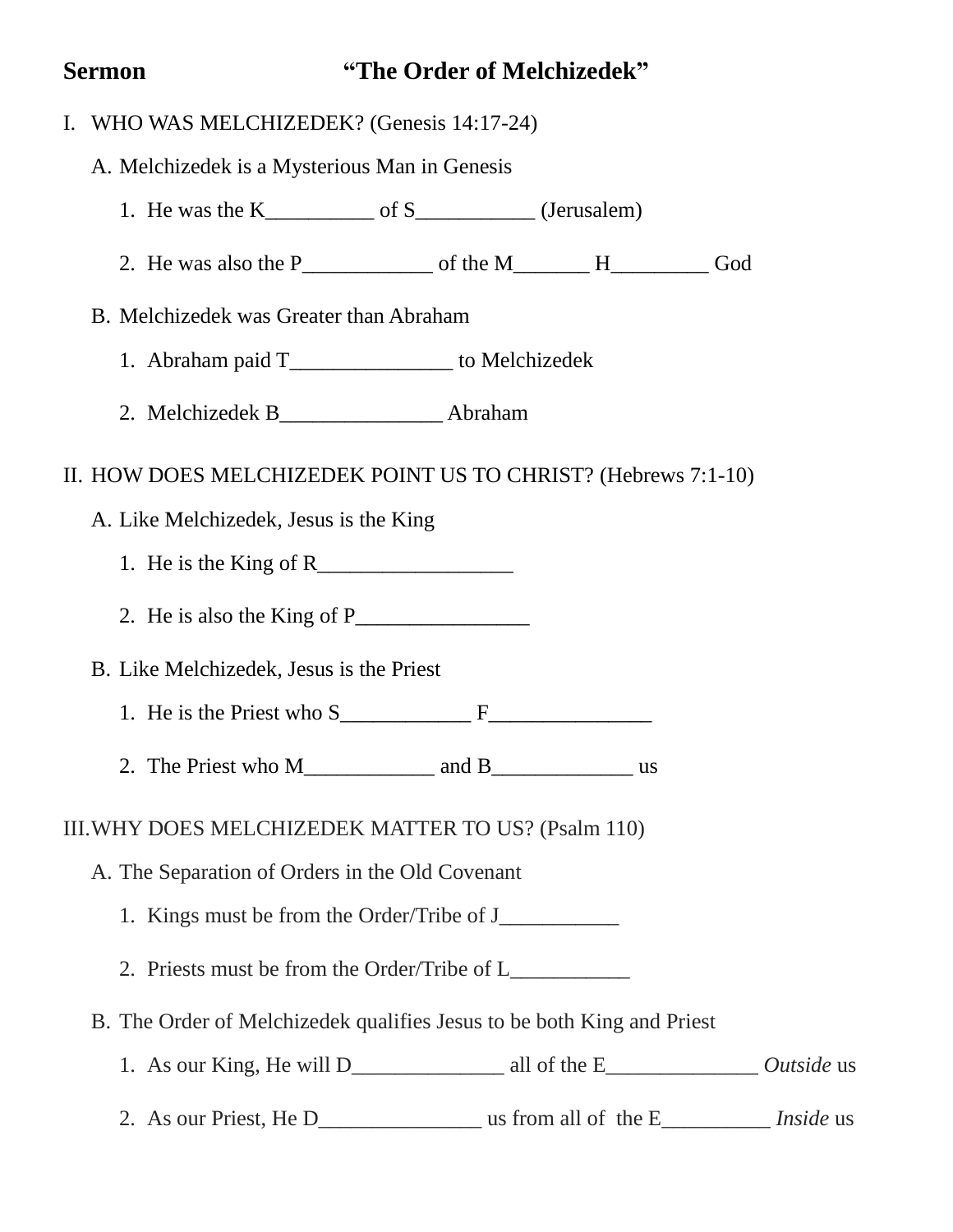**Sermon** **"The Order of Melchizedek"**

I. WHO WAS MELCHIZEDEK? (Genesis 14:17-24)

   A. Melchizedek is a Mysterious Man in Genesis

      1. He was the K__________ of S___________ (Jerusalem)

      2. He was also the P____________ of the M_______ H_________ God

   B. Melchizedek was Greater than Abraham

      1. Abraham paid T_______________ to Melchizedek

      2. Melchizedek B_______________ Abraham

II. HOW DOES MELCHIZEDEK POINT US TO CHRIST? (Hebrews 7:1-10)

   A. Like Melchizedek, Jesus is the King

      1. He is the King of R__________________

      2. He is also the King of P________________

   B. Like Melchizedek, Jesus is the Priest

      1. He is the Priest who S____________ F_______________

      2. The Priest who M____________ and B_____________ us

III. WHY DOES MELCHIZEDEK MATTER TO US? (Psalm 110)

   A. The Separation of Orders in the Old Covenant

      1. Kings must be from the Order/Tribe of J___________

      2. Priests must be from the Order/Tribe of L___________

   B. The Order of Melchizedek qualifies Jesus to be both King and Priest

      1. As our King, He will D______________ all of the E______________ *Outside* us

      2. As our Priest, He D_______________ us from all of the E__________ *Inside* us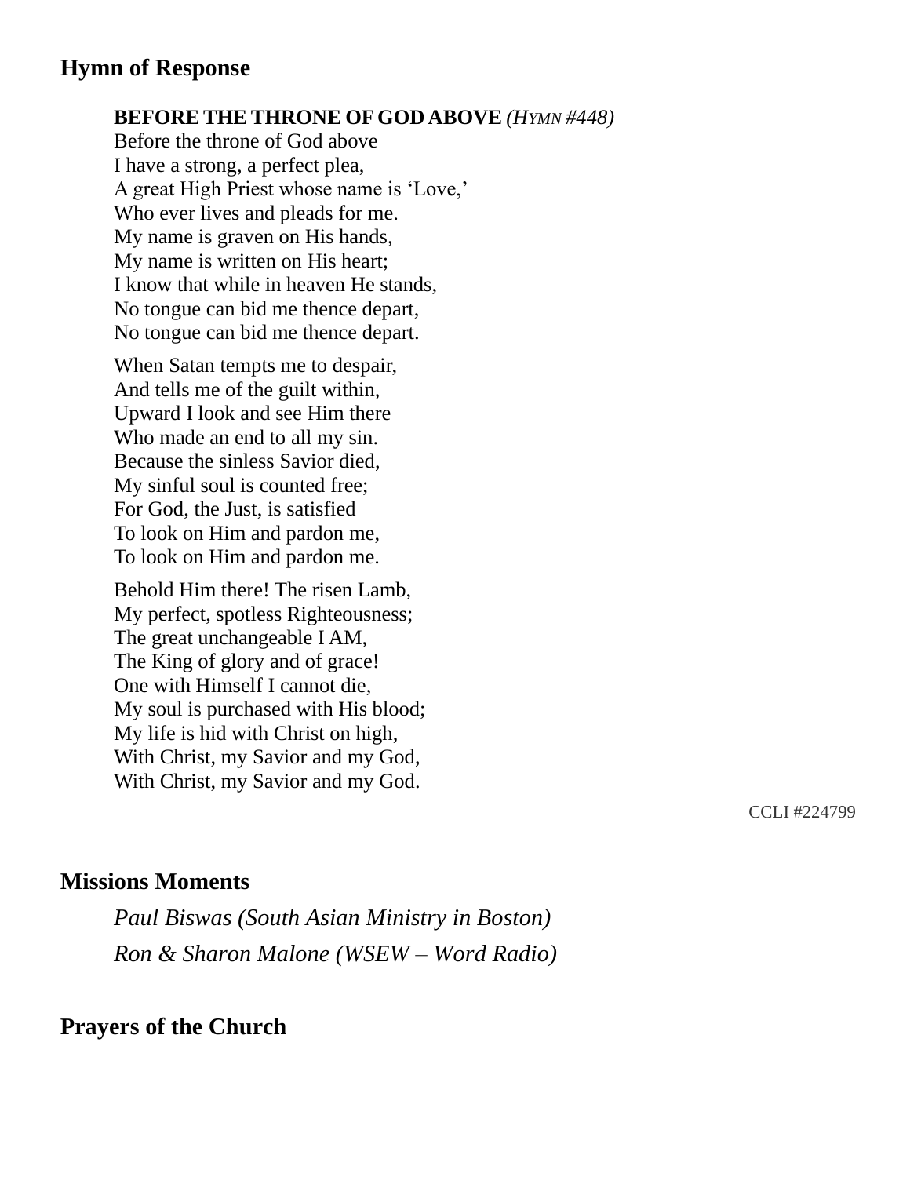## Hymn of Response

**BEFORE THE THRONE OF GOD ABOVE** *(HYMN #448)*
Before the throne of God above
I have a strong, a perfect plea,
A great High Priest whose name is 'Love,'
Who ever lives and pleads for me.
My name is graven on His hands,
My name is written on His heart;
I know that while in heaven He stands,
No tongue can bid me thence depart,
No tongue can bid me thence depart.

When Satan tempts me to despair,
And tells me of the guilt within,
Upward I look and see Him there
Who made an end to all my sin.
Because the sinless Savior died,
My sinful soul is counted free;
For God, the Just, is satisfied
To look on Him and pardon me,
To look on Him and pardon me.

Behold Him there! The risen Lamb,
My perfect, spotless Righteousness;
The great unchangeable I AM,
The King of glory and of grace!
One with Himself I cannot die,
My soul is purchased with His blood;
My life is hid with Christ on high,
With Christ, my Savior and my God,
With Christ, my Savior and my God.

CCLI #224799

## Missions Moments

*Paul Biswas (South Asian Ministry in Boston)*

*Ron & Sharon Malone (WSEW – Word Radio)*

## Prayers of the Church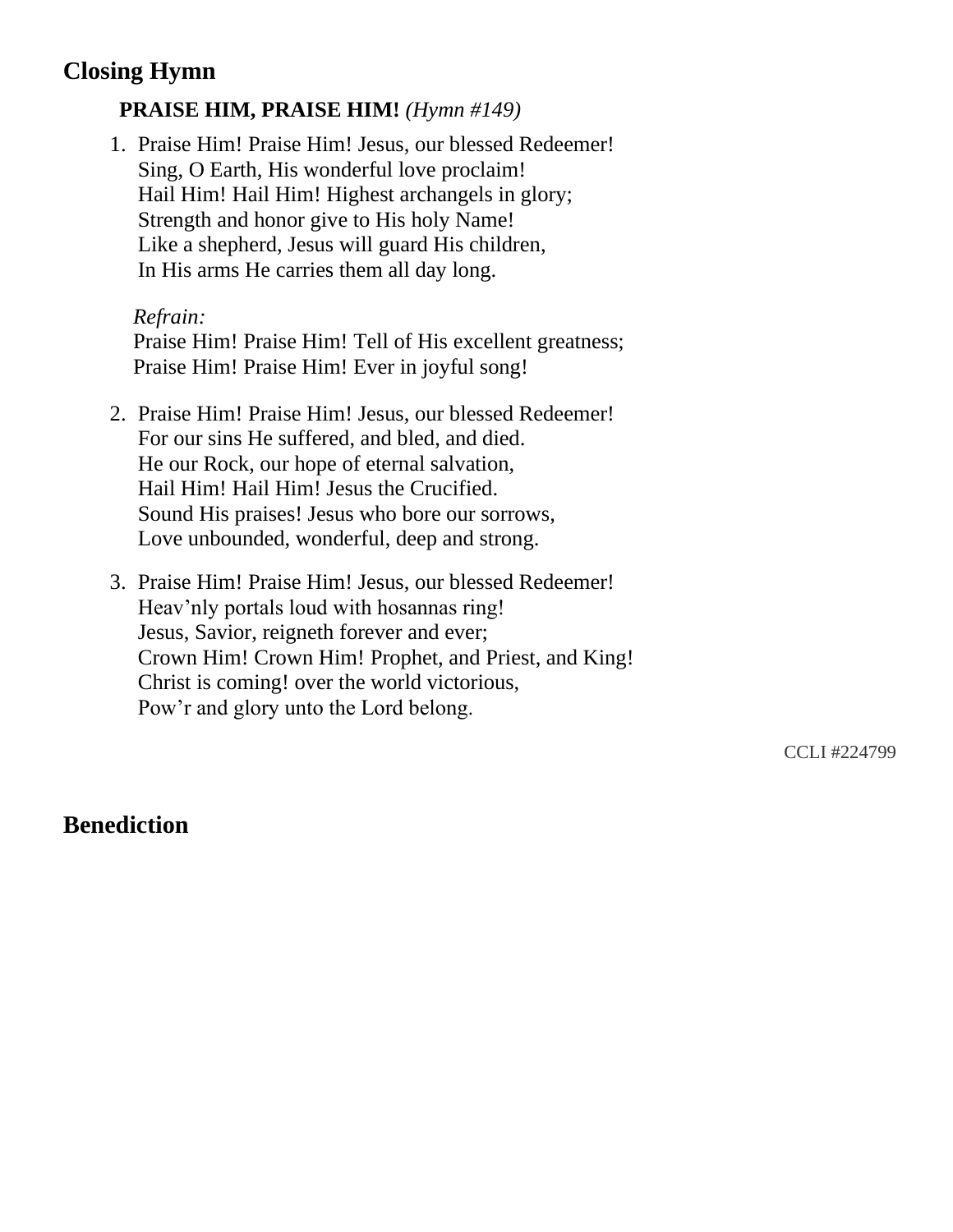## Closing Hymn

**PRAISE HIM, PRAISE HIM!** *(Hymn #149)*

1. Praise Him! Praise Him! Jesus, our blessed Redeemer!
   Sing, O Earth, His wonderful love proclaim!
   Hail Him! Hail Him! Highest archangels in glory;
   Strength and honor give to His holy Name!
   Like a shepherd, Jesus will guard His children,
   In His arms He carries them all day long.

   *Refrain:*
   Praise Him! Praise Him! Tell of His excellent greatness;
   Praise Him! Praise Him! Ever in joyful song!

2. Praise Him! Praise Him! Jesus, our blessed Redeemer!
   For our sins He suffered, and bled, and died.
   He our Rock, our hope of eternal salvation,
   Hail Him! Hail Him! Jesus the Crucified.
   Sound His praises! Jesus who bore our sorrows,
   Love unbounded, wonderful, deep and strong.

3. Praise Him! Praise Him! Jesus, our blessed Redeemer!
   Heav'nly portals loud with hosannas ring!
   Jesus, Savior, reigneth forever and ever;
   Crown Him! Crown Him! Prophet, and Priest, and King!
   Christ is coming! over the world victorious,
   Pow'r and glory unto the Lord belong.

CCLI #224799

## Benediction